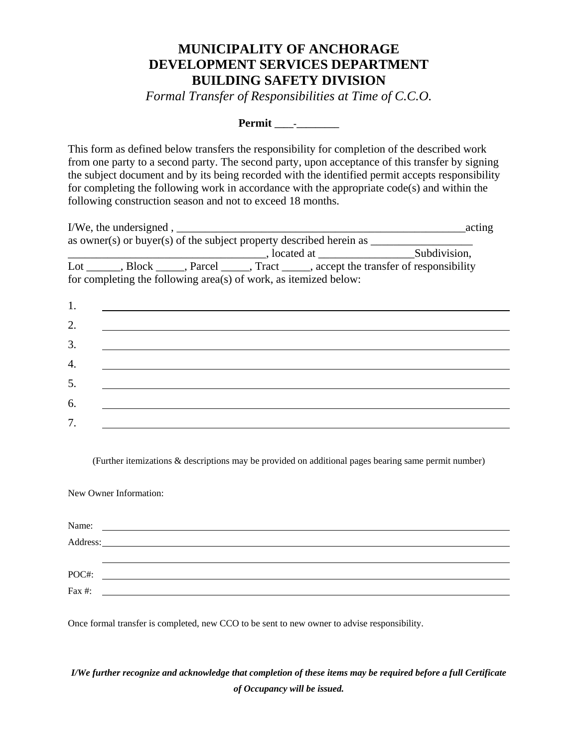# MUNICIPALITY OF ANCHORAGE
# DEVELOPMENT SERVICES DEPARTMENT
# BUILDING SAFETY DIVISION

*Formal Transfer of Responsibilities at Time of C.C.O.*

**Permit \_\_\_-\_\_\_\_\_\_\_**

This form as defined below transfers the responsibility for completion of the described work from one party to a second party. The second party, upon acceptance of this transfer by signing the subject document and by its being recorded with the identified permit accepts responsibility for completing the following work in accordance with the appropriate code(s) and within the following construction season and not to exceed 18 months.

I/We, the undersigned , \_\_\_\_\_\_\_\_\_\_\_\_\_\_\_\_\_\_\_\_\_\_\_\_\_\_\_\_\_\_\_\_\_\_\_\_\_\_\_\_\_\_\_\_\_\_\_\_\_\_\_\_\_acting as owner(s) or buyer(s) of the subject property described herein as \_\_\_\_\_\_\_\_\_\_\_\_\_\_\_\_\_\_ \_\_\_\_\_\_\_\_\_\_\_\_\_\_\_\_\_\_\_\_\_\_\_\_\_\_\_\_\_\_\_\_\_\_\_, located at \_\_\_\_\_\_\_\_\_\_\_\_\_\_\_\_Subdivision, Lot \_\_\_\_\_\_, Block \_\_\_\_\_, Parcel \_\_\_\_\_, Tract \_\_\_\_\_, accept the transfer of responsibility for completing the following area(s) of work, as itemized below:

1. \_\_\_\_\_\_\_\_\_\_\_\_\_\_\_\_\_\_\_\_\_\_\_\_\_\_\_\_\_\_\_\_\_\_\_\_\_\_\_\_\_\_\_\_\_\_\_\_\_\_\_\_\_\_\_\_\_\_
2. \_\_\_\_\_\_\_\_\_\_\_\_\_\_\_\_\_\_\_\_\_\_\_\_\_\_\_\_\_\_\_\_\_\_\_\_\_\_\_\_\_\_\_\_\_\_\_\_\_\_\_\_\_\_\_\_\_\_
3. \_\_\_\_\_\_\_\_\_\_\_\_\_\_\_\_\_\_\_\_\_\_\_\_\_\_\_\_\_\_\_\_\_\_\_\_\_\_\_\_\_\_\_\_\_\_\_\_\_\_\_\_\_\_\_\_\_\_
4. \_\_\_\_\_\_\_\_\_\_\_\_\_\_\_\_\_\_\_\_\_\_\_\_\_\_\_\_\_\_\_\_\_\_\_\_\_\_\_\_\_\_\_\_\_\_\_\_\_\_\_\_\_\_\_\_\_\_
5. \_\_\_\_\_\_\_\_\_\_\_\_\_\_\_\_\_\_\_\_\_\_\_\_\_\_\_\_\_\_\_\_\_\_\_\_\_\_\_\_\_\_\_\_\_\_\_\_\_\_\_\_\_\_\_\_\_\_
6. \_\_\_\_\_\_\_\_\_\_\_\_\_\_\_\_\_\_\_\_\_\_\_\_\_\_\_\_\_\_\_\_\_\_\_\_\_\_\_\_\_\_\_\_\_\_\_\_\_\_\_\_\_\_\_\_\_\_
7. \_\_\_\_\_\_\_\_\_\_\_\_\_\_\_\_\_\_\_\_\_\_\_\_\_\_\_\_\_\_\_\_\_\_\_\_\_\_\_\_\_\_\_\_\_\_\_\_\_\_\_\_\_\_\_\_\_\_

(Further itemizations & descriptions may be provided on additional pages bearing same permit number)

New Owner Information:

Name: \_\_\_\_\_\_\_\_\_\_\_\_\_\_\_\_\_\_\_\_\_\_\_\_\_\_\_\_\_\_\_\_\_\_\_\_\_\_\_\_\_\_\_\_\_\_\_\_\_\_\_\_\_\_\_\_\_\_

Address: \_\_\_\_\_\_\_\_\_\_\_\_\_\_\_\_\_\_\_\_\_\_\_\_\_\_\_\_\_\_\_\_\_\_\_\_\_\_\_\_\_\_\_\_\_\_\_\_\_\_\_\_\_\_\_\_

\_\_\_\_\_\_\_\_\_\_\_\_\_\_\_\_\_\_\_\_\_\_\_\_\_\_\_\_\_\_\_\_\_\_\_\_\_\_\_\_\_\_\_\_\_\_\_\_\_\_\_\_\_\_\_\_\_\_\_\_\_\_

POC#: \_\_\_\_\_\_\_\_\_\_\_\_\_\_\_\_\_\_\_\_\_\_\_\_\_\_\_\_\_\_\_\_\_\_\_\_\_\_\_\_\_\_\_\_\_\_\_\_\_\_\_\_\_\_\_\_\_\_

Fax #: \_\_\_\_\_\_\_\_\_\_\_\_\_\_\_\_\_\_\_\_\_\_\_\_\_\_\_\_\_\_\_\_\_\_\_\_\_\_\_\_\_\_\_\_\_\_\_\_\_\_\_\_\_\_\_\_\_\_

Once formal transfer is completed, new CCO to be sent to new owner to advise responsibility.

***I/We further recognize and acknowledge that completion of these items may be required before a full Certificate of Occupancy will be issued.***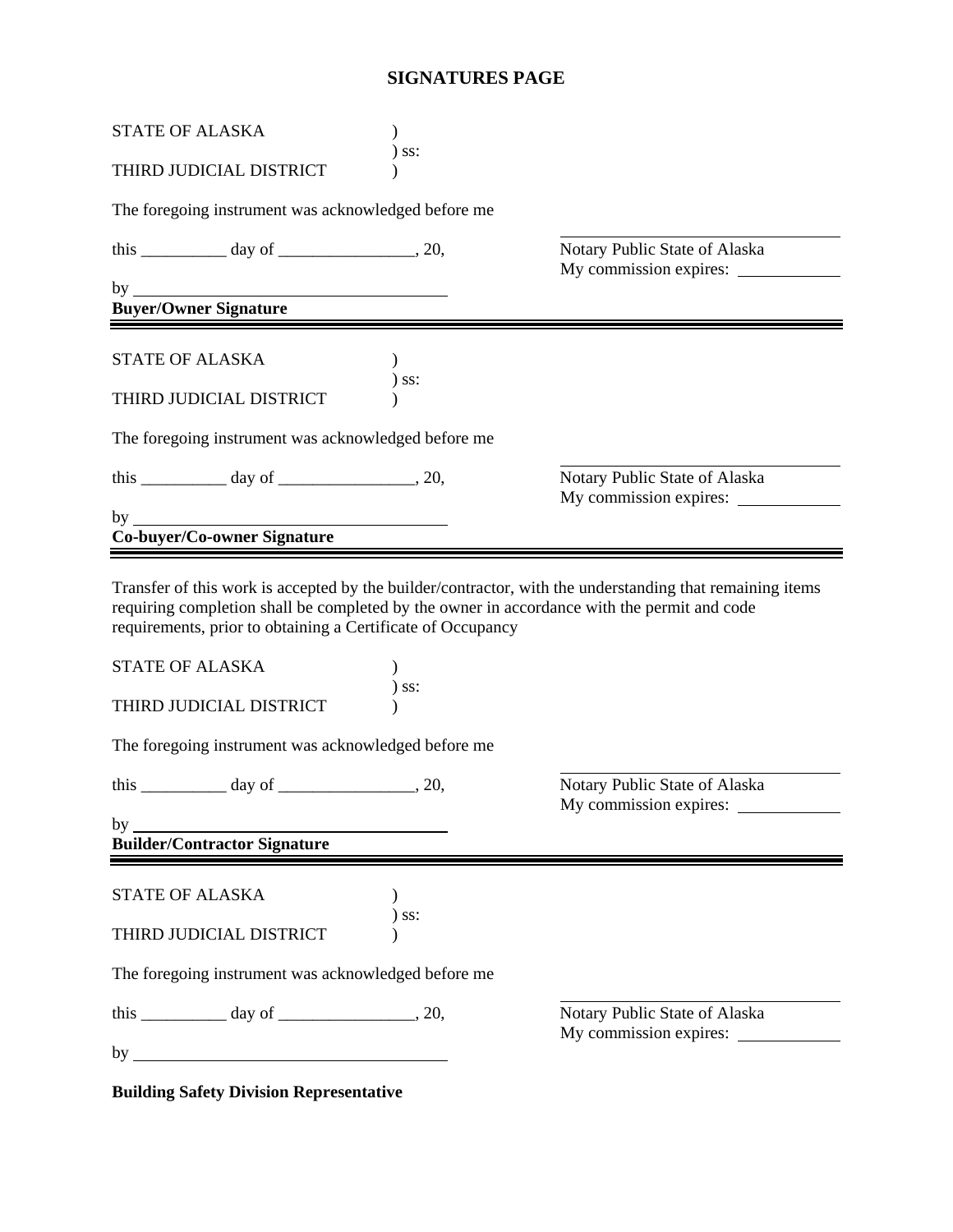## SIGNATURES PAGE

STATE OF ALASKA )
) ss:
THIRD JUDICIAL DISTRICT )

The foregoing instrument was acknowledged before me

this __________ day of ________________, 20,

by ______________________________________

**Buyer/Owner Signature**

______________________________
Notary Public State of Alaska
My commission expires: ____________

---

STATE OF ALASKA )
) ss:
THIRD JUDICIAL DISTRICT )

The foregoing instrument was acknowledged before me

this __________ day of ________________, 20,

by ______________________________________

**Co-buyer/Co-owner Signature**

______________________________
Notary Public State of Alaska
My commission expires: ____________

---

Transfer of this work is accepted by the builder/contractor, with the understanding that remaining items requiring completion shall be completed by the owner in accordance with the permit and code requirements, prior to obtaining a Certificate of Occupancy

STATE OF ALASKA )
) ss:
THIRD JUDICIAL DISTRICT )

The foregoing instrument was acknowledged before me

this __________ day of ________________, 20,

by ______________________________________

**Builder/Contractor Signature**

______________________________
Notary Public State of Alaska
My commission expires: ____________

---

STATE OF ALASKA )
) ss:
THIRD JUDICIAL DISTRICT )

The foregoing instrument was acknowledged before me

this __________ day of ________________, 20,

by ______________________________________

**Building Safety Division Representative**

______________________________
Notary Public State of Alaska
My commission expires: ____________